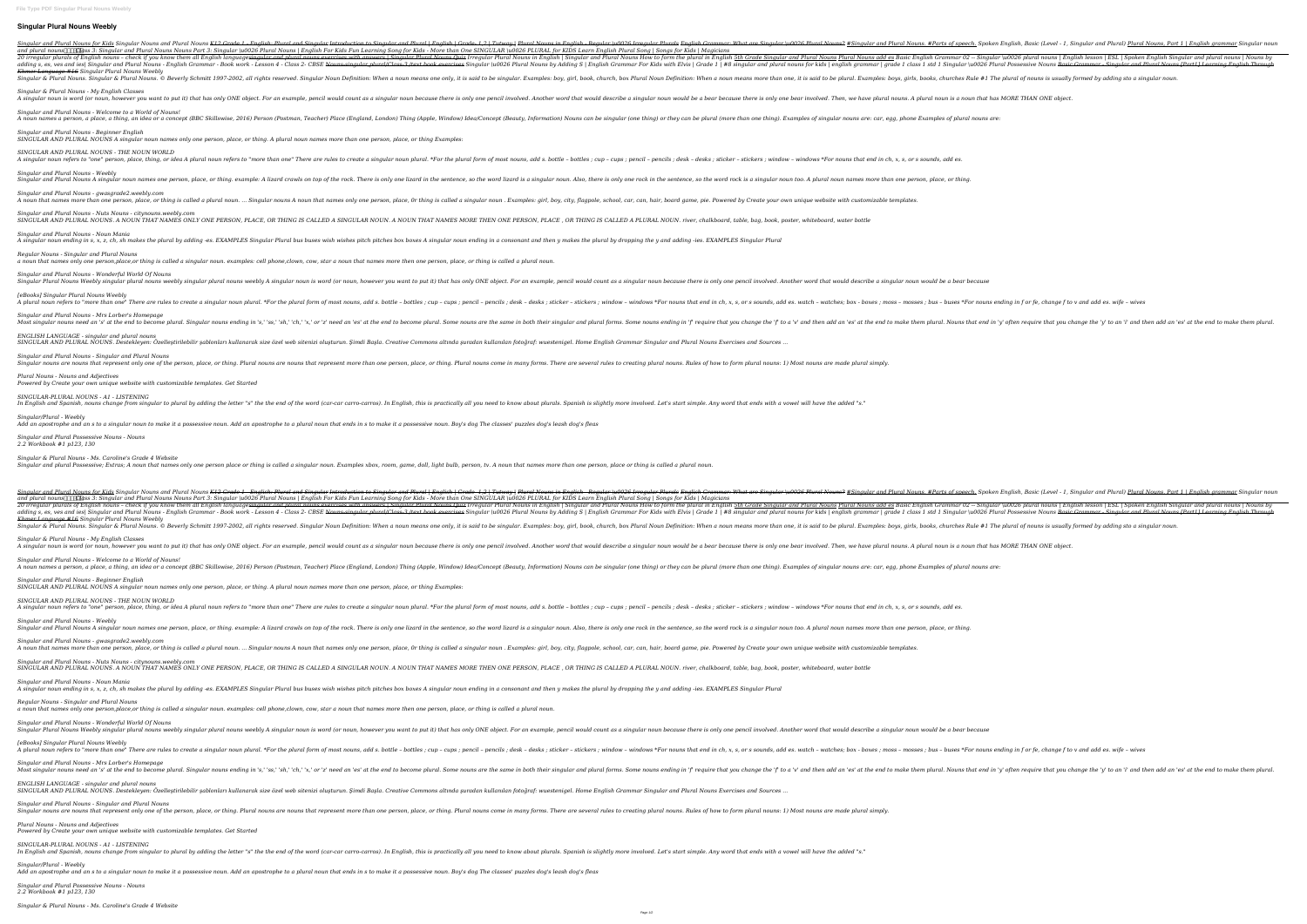# Singular Plural Nouns Weebly

Singular and Plural Nouns for Kids Singular Nouns and Plural Nouns K12 Grade 1 - English: Plural and Singular Introduction to Singular and Plural | English | Grade- 1,2 | Tutway | Plural Nouns in English - Regular \u0026 Irregular Plurals English Grammar: What are Singular \u0026 Plural Nouns? #Singular and Plural Nouns. #Parts of speech. Spoken English, Basic (Level - 1, Singular and Plural) Plural Nouns, Part 1 | English grammar Singular noun and plural nouns Class 3: Singular and Plural Nouns Nouns Part 3: Singular \u0026 Plural Nouns | English For Kids Fun Learning Song for Kids - More than One SINGULAR \u0026 PLURAL for KIDS Learn English Plural Song | Songs for Kids | Magicians

20 irregular plurals of English nouns – check if you know them all English languagesingular and plural nouns exercises with answers | Singular Plural Nouns Quiz Irregular Plural Nouns in English | Singular and Plural Nouns How to form the plural in English 5th Grade Singular and Plural Nouns Plural Nouns add es Basic English Grammar 02 -- Singular \u0026 plural nouns | English lesson | ESL | Spoken English Singular and plural nouns | Nouns by adding s, es, ves and ies| Singular and Plural Nouns - English Grammar - Book work - Lesson 4 - Class 2- CBSE Nouns-singular plural|Class-3 |text book exercises Singular \u0026 Plural Nouns by Adding S | English Grammar For Kids with Elvis | Grade 1 | #8 singular and plural nouns for kids | english grammar | grade 1 class 1 std 1 Singular \u0026 Plural Possessive Nouns Basic Grammar - Singular and Plural Nouns [Part1] Learning English Through Khmer Language #16 Singular Plural Nouns Weebly

Singular & Plural Nouns. Singular & Plural Nouns. © Beverly Schmitt 1997-2002, all rights reserved. Singular Noun Definition: When a noun means one only, it is said to be singular. Examples: boy, girl, book, church, box Plural Noun Definition: When a noun means more than one, it is said to be plural. Examples: boys, girls, books, churches Rule #1 The plural of nouns is usually formed by adding sto a singular noun.

*Singular & Plural Nouns - My English Classes*

A singular noun is word (or noun, however you want to put it) that has only ONE object. For an example, pencil would count as a singular noun because there is only one pencil involved. Another word that would describe a singular noun would be a bear because there is only one bear involved. Then, we have plural nouns. A plural noun is a noun that has MORE THAN ONE object.

*Singular and Plural Nouns - Welcome to a World of Nouns!*

A noun names a person, a place, a thing, an idea or a concept (BBC Skillswise, 2016) Person (Postman, Teacher) Place (England, London) Thing (Apple, Window) Idea/Concept (Beauty, Information) Nouns can be singular (one thing) or they can be plural (more than one thing). Examples of singular nouns are: car, egg, phone Examples of plural nouns are:

*Singular and Plural Nouns - Beginner English*

SINGULAR AND PLURAL NOUNS A singular noun names only one person, place, or thing. A plural noun names more than one person, place, or thing Examples:

*SINGULAR AND PLURAL NOUNS - THE NOUN WORLD*

A singular noun refers to "one" person, place, thing, or idea A plural noun refers to "more than one" There are rules to create a singular noun plural. *For the plural form of most nouns, add s. bottle – bottles ; cup – cups ; pencil – pencils ; desk – desks ; sticker – stickers ; window – windows *For nouns that end in ch, x, s, or s sounds, add es.

*Singular and Plural Nouns - Weebly*

Singular and Plural Nouns A singular noun names one person, place, or thing. example: A lizard crawls on top of the rock. There is only one lizard in the sentence, so the word lizard is a singular noun. Also, there is only one rock in the sentence, so the word rock is a singular noun too. A plural noun names more than one person, place, or thing.

*Singular and Plural Nouns - gwasgrade2.weebly.com*

A noun that names more than one person, place, or thing is called a plural noun. ... Singular nouns A noun that names only one person, place, 0r thing is called a singular noun . Examples: girl, boy, city, flagpole, school, car, can, hair, board game, pie. Powered by Create your own unique website with customizable templates.

*Singular and Plural Nouns - Nuts Nouns - citynouns.weebly.com*

SINGULAR AND PLURAL NOUNS. A NOUN THAT NAMES ONLY ONE PERSON, PLACE, OR THING IS CALLED A SINGULAR NOUN. A NOUN THAT NAMES MORE THEN ONE PERSON, PLACE , OR THING IS CALLED A PLURAL NOUN. river, chalkboard, table, bag, book, poster, whiteboard, water bottle

*Singular and Plural Nouns - Noun Mania*

A singular noun ending in s, x, z, ch, sh makes the plural by adding -es. EXAMPLES Singular Plural bus buses wish wishes pitch pitches box boxes A singular noun ending in a consonant and then y makes the plural by dropping the y and adding -ies. EXAMPLES Singular Plural

*Regular Nouns - Singular and Plural Nouns*

a noun that names only one person,place,or thing is called a singular noun. examples: cell phone,clown, cow, star a noun that names more then one person, place, or thing is called a plural noun.

*Singular and Plural Nouns - Wonderful World Of Nouns*

Singular Plural Nouns Weebly singular plural nouns weebly singular plural nouns weebly A singular noun is word (or noun, however you want to put it) that has only ONE object. For an example, pencil would count as a singular noun because there is only one pencil involved. Another word that would describe a singular noun would be a bear because

*[eBooks] Singular Plural Nouns Weebly*

A plural noun refers to "more than one" There are rules to create a singular noun plural. *For the plural form of most nouns, add s. bottle – bottles ; cup – cups ; pencil – pencils ; desk – desks ; sticker – stickers ; window – windows *For nouns that end in ch, x, s, or s sounds, add es. watch – watches; box - boxes ; moss – mosses ; bus – buses *For nouns ending in f or fe, change f to v and add es. wife – wives

*Singular and Plural Nouns - Mrs Lorber's Homepage*

Most singular nouns need an 's' at the end to become plural. Singular nouns ending in 's,' 'ss,' 'sh,' 'ch,' 'x,' or 'z' need an 'es' at the end to become plural. Some nouns are the same in both their singular and plural forms. Some nouns ending in 'f' require that you change the 'f' to a 'v' and then add an 'es' at the end to make them plural. Nouns that end in 'y' often require that you change the 'y' to an 'i' and then add an 'es' at the end to make them plural.

*ENGLISH LANGUAGE - singular and plural nouns*

SINGULAR AND PLURAL NOUNS. Destekleyen: Özelleştirilebilir şablonları kullanarak size özel web sitenizi oluşturun. Şimdi Başla. Creative Commons altında şuradan kullanılan fotoğraf: wuestenigel. Home English Grammar Singular and Plural Nouns Exercises and Sources ...

*Singular and Plural Nouns - Singular and Plural Nouns*

Singular nouns are nouns that represent only one of the person, place, or thing. Plural nouns are nouns that represent more than one person, place, or thing. Plural nouns come in many forms. There are several rules to creating plural nouns. Rules of how to form plural nouns: 1) Most nouns are made plural simply.

*Plural Nouns - Nouns and Adjectives*

Powered by Create your own unique website with customizable templates. Get Started

*SINGULAR-PLURAL NOUNS - A1 - LISTENING*

In English and Spanish, nouns change from singular to plural by adding the letter "s" the the end of the word (car-car carro-carros). In English, this is practically all you need to know about plurals. Spanish is slightly more involved. Let's start simple. Any word that ends with a vowel will have the added "s."

*Singular/Plural - Weebly*

Add an apostrophe and an s to a singular noun to make it a possessive noun. Add an apostrophe to a plural noun that ends in s to make it a possessive noun. Boy's dog The classes' puzzles dog's leash dog's fleas

*Singular and Plural Possessive Nouns - Nouns*

*2.2 Workbook #1 p123, 130*

*Singular & Plural Nouns - Ms. Caroline's Grade 4 Website*

Singular and plural Possessive; Extras; A noun that names only one person place or thing is called a singular noun. Examples xbox, room, game, doll, light bulb, person, tv. A noun that names more than one person, place or thing is called a plural noun.

Singular and Plural Nouns for Kids Singular Nouns and Plural Nouns K12 Grade 1 - English: Plural and Singular Introduction to Singular and Plural | English | Grade- 1,2 | Tutway | Plural Nouns in English - Regular \u0026 Irregular Plurals English Grammar: What are Singular \u0026 Plural Nouns? #Singular and Plural Nouns. #Parts of speech. Spoken English, Basic (Level - 1, Singular and Plural) Plural Nouns, Part 1 | English grammar Singular noun and plural nouns Class 3: Singular and Plural Nouns Nouns Part 3: Singular \u0026 Plural Nouns | English For Kids Fun Learning Song for Kids - More than One SINGULAR \u0026 PLURAL for KIDS Learn English Plural Song | Songs for Kids | Magicians

20 irregular plurals of English nouns – check if you know them all English languagesingular and plural nouns exercises with answers | Singular Plural Nouns Quiz Irregular Plural Nouns in English | Singular and Plural Nouns How to form the plural in English 5th Grade Singular and Plural Nouns Plural Nouns add es Basic English Grammar 02 -- Singular \u0026 plural nouns | English lesson | ESL | Spoken English Singular and plural nouns | Nouns by adding s, es, ves and ies| Singular and Plural Nouns - English Grammar - Book work - Lesson 4 - Class 2- CBSE Nouns-singular plural|Class-3 |text book exercises Singular \u0026 Plural Nouns by Adding S | English Grammar For Kids with Elvis | Grade 1 | #8 singular and plural nouns for kids | english grammar | grade 1 class 1 std 1 Singular \u0026 Plural Possessive Nouns Basic Grammar - Singular and Plural Nouns [Part1] Learning English Through Khmer Language #16 Singular Plural Nouns Weebly

Singular & Plural Nouns. Singular & Plural Nouns. © Beverly Schmitt 1997-2002, all rights reserved. Singular Noun Definition: When a noun means one only, it is said to be singular. Examples: boy, girl, book, church, box Plural Noun Definition: When a noun means more than one, it is said to be plural. Examples: boys, girls, books, churches Rule #1 The plural of nouns is usually formed by adding sto a singular noun.

*Singular & Plural Nouns - My English Classes*

A singular noun is word (or noun, however you want to put it) that has only ONE object. For an example, pencil would count as a singular noun because there is only one pencil involved. Another word that would describe a singular noun would be a bear because there is only one bear involved. Then, we have plural nouns. A plural noun is a noun that has MORE THAN ONE object.

*Singular and Plural Nouns - Welcome to a World of Nouns!*

A noun names a person, a place, a thing, an idea or a concept (BBC Skillswise, 2016) Person (Postman, Teacher) Place (England, London) Thing (Apple, Window) Idea/Concept (Beauty, Information) Nouns can be singular (one thing) or they can be plural (more than one thing). Examples of singular nouns are: car, egg, phone Examples of plural nouns are:

*Singular and Plural Nouns - Beginner English*

SINGULAR AND PLURAL NOUNS A singular noun names only one person, place, or thing. A plural noun names more than one person, place, or thing Examples:

*SINGULAR AND PLURAL NOUNS - THE NOUN WORLD*

A singular noun refers to "one" person, place, thing, or idea A plural noun refers to "more than one" There are rules to create a singular noun plural. *For the plural form of most nouns, add s. bottle – bottles ; cup – cups ; pencil – pencils ; desk – desks ; sticker – stickers ; window – windows *For nouns that end in ch, x, s, or s sounds, add es.

*Singular and Plural Nouns - Weebly*

Singular and Plural Nouns A singular noun names one person, place, or thing. example: A lizard crawls on top of the rock. There is only one lizard in the sentence, so the word lizard is a singular noun. Also, there is only one rock in the sentence, so the word rock is a singular noun too. A plural noun names more than one person, place, or thing.

*Singular and Plural Nouns - gwasgrade2.weebly.com*

A noun that names more than one person, place, or thing is called a plural noun. ... Singular nouns A noun that names only one person, place, 0r thing is called a singular noun . Examples: girl, boy, city, flagpole, school, car, can, hair, board game, pie. Powered by Create your own unique website with customizable templates.

*Singular and Plural Nouns - Nuts Nouns - citynouns.weebly.com*

SINGULAR AND PLURAL NOUNS. A NOUN THAT NAMES ONLY ONE PERSON, PLACE, OR THING IS CALLED A SINGULAR NOUN. A NOUN THAT NAMES MORE THEN ONE PERSON, PLACE , OR THING IS CALLED A PLURAL NOUN. river, chalkboard, table, bag, book, poster, whiteboard, water bottle

*Singular and Plural Nouns - Noun Mania*

A singular noun ending in s, x, z, ch, sh makes the plural by adding -es. EXAMPLES Singular Plural bus buses wish wishes pitch pitches box boxes A singular noun ending in a consonant and then y makes the plural by dropping the y and adding -ies. EXAMPLES Singular Plural

*Regular Nouns - Singular and Plural Nouns*

a noun that names only one person,place,or thing is called a singular noun. examples: cell phone,clown, cow, star a noun that names more then one person, place, or thing is called a plural noun.

*Singular and Plural Nouns - Wonderful World Of Nouns*

Singular Plural Nouns Weebly singular plural nouns weebly singular plural nouns weebly A singular noun is word (or noun, however you want to put it) that has only ONE object. For an example, pencil would count as a singular noun because there is only one pencil involved. Another word that would describe a singular noun would be a bear because

*[eBooks] Singular Plural Nouns Weebly*

A plural noun refers to "more than one" There are rules to create a singular noun plural. *For the plural form of most nouns, add s. bottle – bottles ; cup – cups ; pencil – pencils ; desk – desks ; sticker – stickers ; window – windows *For nouns that end in ch, x, s, or s sounds, add es. watch – watches; box - boxes ; moss – mosses ; bus – buses *For nouns ending in f or fe, change f to v and add es. wife – wives

*Singular and Plural Nouns - Mrs Lorber's Homepage*

Most singular nouns need an 's' at the end to become plural. Singular nouns ending in 's,' 'ss,' 'sh,' 'ch,' 'x,' or 'z' need an 'es' at the end to become plural. Some nouns are the same in both their singular and plural forms. Some nouns ending in 'f' require that you change the 'f' to a 'v' and then add an 'es' at the end to make them plural. Nouns that end in 'y' often require that you change the 'y' to an 'i' and then add an 'es' at the end to make them plural.

*ENGLISH LANGUAGE - singular and plural nouns*

SINGULAR AND PLURAL NOUNS. Destekleyen: Özelleştirilebilir şablonları kullanarak size özel web sitenizi oluşturun. Şimdi Başla. Creative Commons altında şuradan kullanılan fotoğraf: wuestenigel. Home English Grammar Singular and Plural Nouns Exercises and Sources ...

*Singular and Plural Nouns - Singular and Plural Nouns*

Singular nouns are nouns that represent only one of the person, place, or thing. Plural nouns are nouns that represent more than one person, place, or thing. Plural nouns come in many forms. There are several rules to creating plural nouns. Rules of how to form plural nouns: 1) Most nouns are made plural simply.

*Plural Nouns - Nouns and Adjectives*

Powered by Create your own unique website with customizable templates. Get Started

*SINGULAR-PLURAL NOUNS - A1 - LISTENING*

In English and Spanish, nouns change from singular to plural by adding the letter "s" the the end of the word (car-car carro-carros). In English, this is practically all you need to know about plurals. Spanish is slightly more involved. Let's start simple. Any word that ends with a vowel will have the added "s."

*Singular/Plural - Weebly*

Add an apostrophe and an s to a singular noun to make it a possessive noun. Add an apostrophe to a plural noun that ends in s to make it a possessive noun. Boy's dog The classes' puzzles dog's leash dog's fleas

*Singular and Plural Possessive Nouns - Nouns*

*2.2 Workbook #1 p123, 130*

*Singular & Plural Nouns - Ms. Caroline's Grade 4 Website*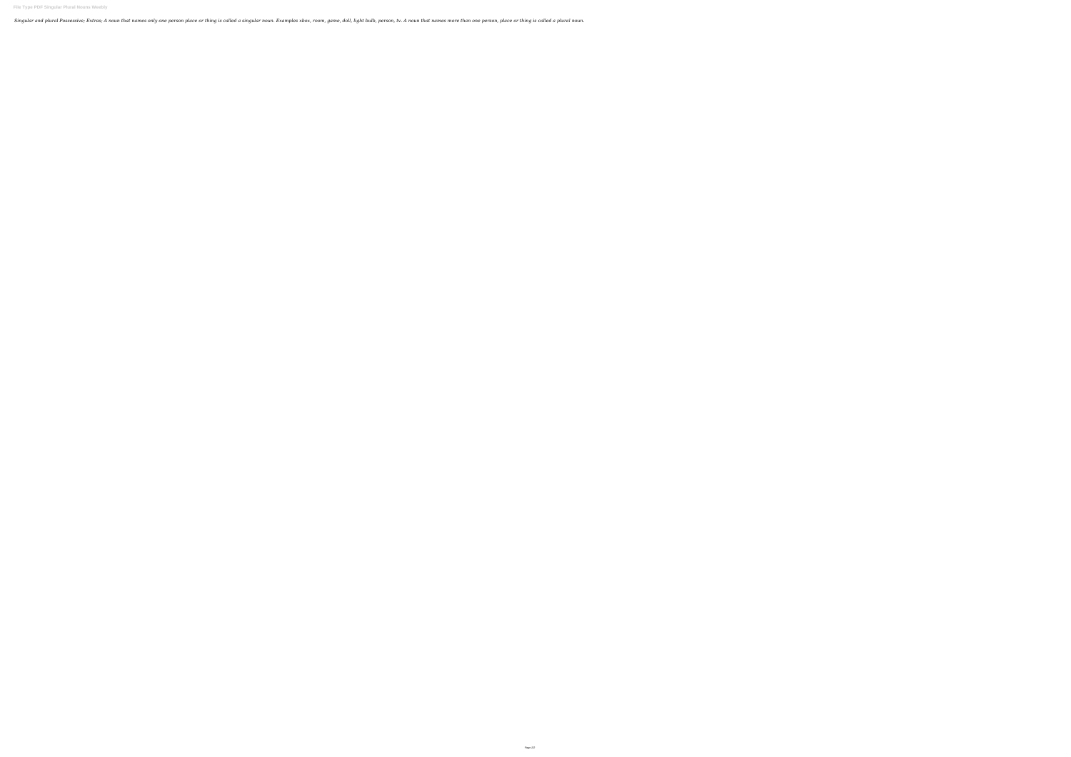*Singular and plural Possessive; Extras; A noun that names only one person place or thing is called a singular noun. Examples xbox, room, game, doll, light bulb, person, tv. A noun that names more than one person, place or thing is called a plural noun.*